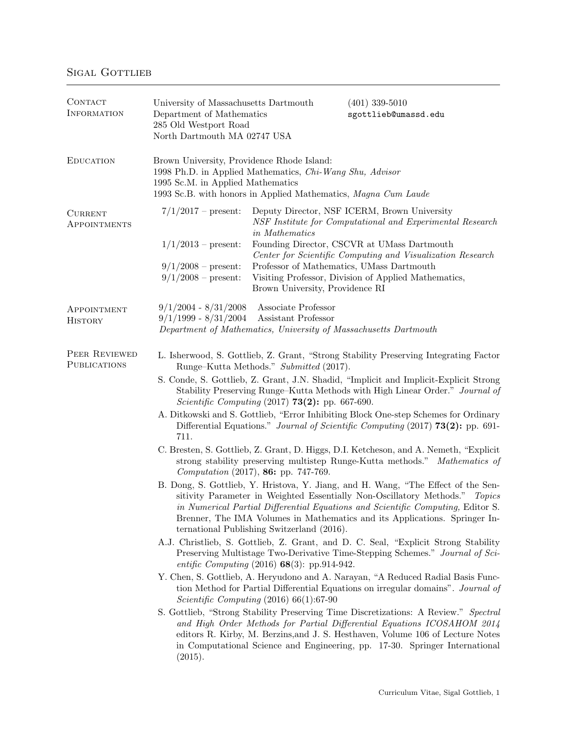# Sigal Gottlieb

## Contact Information

University of Massachusetts Dartmouth
Department of Mathematics
285 Old Westport Road
North Dartmouth MA 02747 USA

(401) 339-5010
sgottlieb@umassd.edu

## Education

Brown University, Providence Rhode Island:
1998 Ph.D. in Applied Mathematics, *Chi-Wang Shu, Advisor*
1995 Sc.M. in Applied Mathematics
1993 Sc.B. with honors in Applied Mathematics, *Magna Cum Laude*

## Current Appointments

| | |
|---|---|
| 7/1/2017 – present: | Deputy Director, NSF ICERM, Brown University *NSF Institute for Computational and Experimental Research in Mathematics* |
| 1/1/2013 – present: | Founding Director, CSCVR at UMass Dartmouth *Center for Scientific Computing and Visualization Research* |
| 9/1/2008 – present: | Professor of Mathematics, UMass Dartmouth |
| 9/1/2008 – present: | Visiting Professor, Division of Applied Mathematics, Brown University, Providence RI |

## Appointment History

| | |
|---|---|
| 9/1/2004 - 8/31/2008 | Associate Professor |
| 9/1/1999 - 8/31/2004 | Assistant Professor |

*Department of Mathematics, University of Massachusetts Dartmouth*

## Peer Reviewed Publications

L. Isherwood, S. Gottlieb, Z. Grant, "Strong Stability Preserving Integrating Factor Runge–Kutta Methods." *Submitted* (2017).

S. Conde, S. Gottlieb, Z. Grant, J.N. Shadid, "Implicit and Implicit-Explicit Strong Stability Preserving Runge–Kutta Methods with High Linear Order." *Journal of Scientific Computing* (2017) **73(2):** pp. 667-690.

A. Ditkowski and S. Gottlieb, "Error Inhibiting Block One-step Schemes for Ordinary Differential Equations." *Journal of Scientific Computing* (2017) **73(2):** pp. 691-711.

C. Bresten, S. Gottlieb, Z. Grant, D. Higgs, D.I. Ketcheson, and A. Nemeth, "Explicit strong stability preserving multistep Runge-Kutta methods." *Mathematics of Computation* (2017), **86:** pp. 747-769.

B. Dong, S. Gottlieb, Y. Hristova, Y. Jiang, and H. Wang, "The Effect of the Sensitivity Parameter in Weighted Essentially Non-Oscillatory Methods." *Topics in Numerical Partial Differential Equations and Scientific Computing,* Editor S. Brenner, The IMA Volumes in Mathematics and its Applications. Springer International Publishing Switzerland (2016).

A.J. Christlieb, S. Gottlieb, Z. Grant, and D. C. Seal, "Explicit Strong Stability Preserving Multistage Two-Derivative Time-Stepping Schemes." *Journal of Scientific Computing* (2016) **68**(3): pp.914-942.

Y. Chen, S. Gottlieb, A. Heryudono and A. Narayan, "A Reduced Radial Basis Function Method for Partial Differential Equations on irregular domains". *Journal of Scientific Computing* (2016) 66(1):67-90

S. Gottlieb, "Strong Stability Preserving Time Discretizations: A Review." *Spectral and High Order Methods for Partial Differential Equations ICOSAHOM 2014* editors R. Kirby, M. Berzins,and J. S. Hesthaven, Volume 106 of Lecture Notes in Computational Science and Engineering, pp. 17-30. Springer International (2015).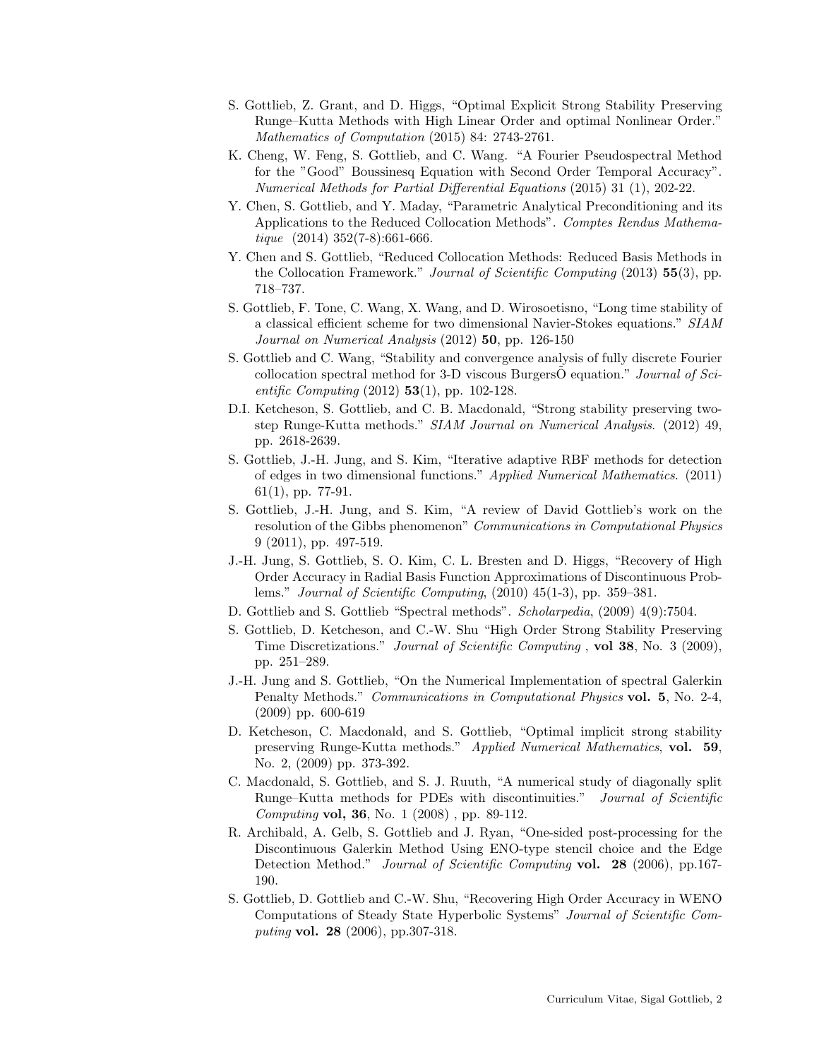- S. Gottlieb, Z. Grant, and D. Higgs, "Optimal Explicit Strong Stability Preserving Runge–Kutta Methods with High Linear Order and optimal Nonlinear Order." *Mathematics of Computation* (2015) 84: 2743-2761.
- K. Cheng, W. Feng, S. Gottlieb, and C. Wang. "A Fourier Pseudospectral Method for the "Good" Boussinesq Equation with Second Order Temporal Accuracy". *Numerical Methods for Partial Differential Equations* (2015) 31 (1), 202-22.
- Y. Chen, S. Gottlieb, and Y. Maday, "Parametric Analytical Preconditioning and its Applications to the Reduced Collocation Methods". *Comptes Rendus Mathematique* (2014) 352(7-8):661-666.
- Y. Chen and S. Gottlieb, "Reduced Collocation Methods: Reduced Basis Methods in the Collocation Framework." *Journal of Scientific Computing* (2013) **55**(3), pp. 718–737.
- S. Gottlieb, F. Tone, C. Wang, X. Wang, and D. Wirosoetisno, "Long time stability of a classical efficient scheme for two dimensional Navier-Stokes equations." *SIAM Journal on Numerical Analysis* (2012) **50**, pp. 126-150
- S. Gottlieb and C. Wang, "Stability and convergence analysis of fully discrete Fourier collocation spectral method for 3-D viscous BurgersÕ equation." *Journal of Scientific Computing* (2012) **53**(1), pp. 102-128.
- D.I. Ketcheson, S. Gottlieb, and C. B. Macdonald, "Strong stability preserving two-step Runge-Kutta methods." *SIAM Journal on Numerical Analysis*. (2012) 49, pp. 2618-2639.
- S. Gottlieb, J.-H. Jung, and S. Kim, "Iterative adaptive RBF methods for detection of edges in two dimensional functions." *Applied Numerical Mathematics*. (2011) 61(1), pp. 77-91.
- S. Gottlieb, J.-H. Jung, and S. Kim, "A review of David Gottlieb's work on the resolution of the Gibbs phenomenon" *Communications in Computational Physics* 9 (2011), pp. 497-519.
- J.-H. Jung, S. Gottlieb, S. O. Kim, C. L. Bresten and D. Higgs, "Recovery of High Order Accuracy in Radial Basis Function Approximations of Discontinuous Problems." *Journal of Scientific Computing*, (2010) 45(1-3), pp. 359–381.
- D. Gottlieb and S. Gottlieb "Spectral methods". *Scholarpedia*, (2009) 4(9):7504.
- S. Gottlieb, D. Ketcheson, and C.-W. Shu "High Order Strong Stability Preserving Time Discretizations." *Journal of Scientific Computing* , **vol 38**, No. 3 (2009), pp. 251–289.
- J.-H. Jung and S. Gottlieb, "On the Numerical Implementation of spectral Galerkin Penalty Methods." *Communications in Computational Physics* **vol. 5**, No. 2-4, (2009) pp. 600-619
- D. Ketcheson, C. Macdonald, and S. Gottlieb, "Optimal implicit strong stability preserving Runge-Kutta methods." *Applied Numerical Mathematics*, **vol. 59**, No. 2, (2009) pp. 373-392.
- C. Macdonald, S. Gottlieb, and S. J. Ruuth, "A numerical study of diagonally split Runge–Kutta methods for PDEs with discontinuities." *Journal of Scientific Computing* **vol, 36**, No. 1 (2008) , pp. 89-112.
- R. Archibald, A. Gelb, S. Gottlieb and J. Ryan, "One-sided post-processing for the Discontinuous Galerkin Method Using ENO-type stencil choice and the Edge Detection Method." *Journal of Scientific Computing* **vol. 28** (2006), pp.167-190.
- S. Gottlieb, D. Gottlieb and C.-W. Shu, "Recovering High Order Accuracy in WENO Computations of Steady State Hyperbolic Systems" *Journal of Scientific Computing* **vol. 28** (2006), pp.307-318.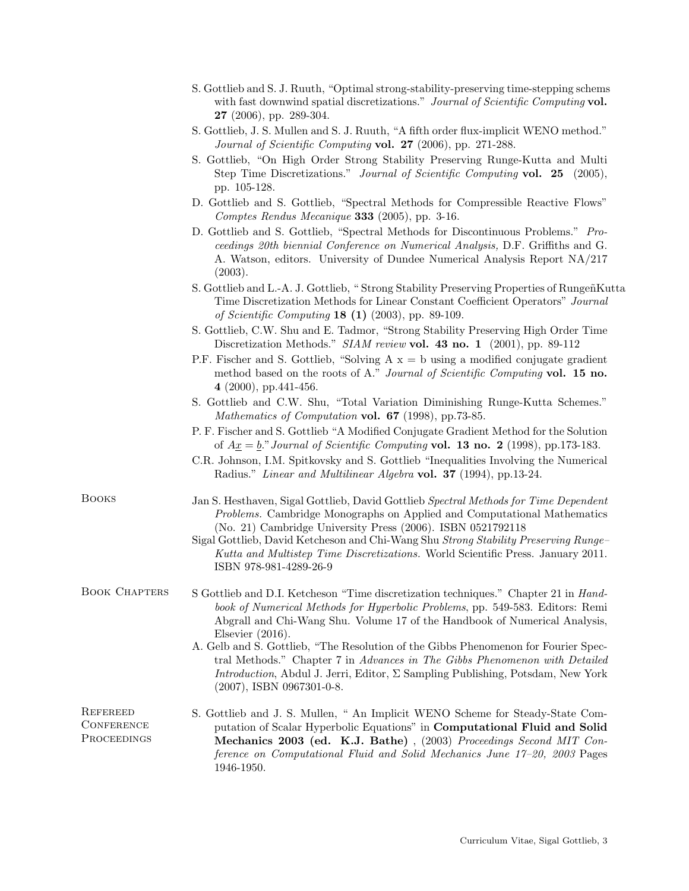S. Gottlieb and S. J. Ruuth, "Optimal strong-stability-preserving time-stepping schems with fast downwind spatial discretizations." *Journal of Scientific Computing* **vol. 27** (2006), pp. 289-304.

S. Gottlieb, J. S. Mullen and S. J. Ruuth, "A fifth order flux-implicit WENO method." *Journal of Scientific Computing* **vol. 27** (2006), pp. 271-288.

S. Gottlieb, "On High Order Strong Stability Preserving Runge-Kutta and Multi Step Time Discretizations." *Journal of Scientific Computing* **vol. 25** (2005), pp. 105-128.

D. Gottlieb and S. Gottlieb, "Spectral Methods for Compressible Reactive Flows" *Comptes Rendus Mecanique* **333** (2005), pp. 3-16.

D. Gottlieb and S. Gottlieb, "Spectral Methods for Discontinuous Problems." *Proceedings 20th biennial Conference on Numerical Analysis,* D.F. Griffiths and G. A. Watson, editors. University of Dundee Numerical Analysis Report NA/217 (2003).

S. Gottlieb and L.-A. J. Gottlieb, " Strong Stability Preserving Properties of RungeñKutta Time Discretization Methods for Linear Constant Coefficient Operators" *Journal of Scientific Computing* **18 (1)** (2003), pp. 89-109.

S. Gottlieb, C.W. Shu and E. Tadmor, "Strong Stability Preserving High Order Time Discretization Methods." *SIAM review* **vol. 43 no. 1** (2001), pp. 89-112

P.F. Fischer and S. Gottlieb, "Solving A x = b using a modified conjugate gradient method based on the roots of A." *Journal of Scientific Computing* **vol. 15 no. 4** (2000), pp.441-456.

S. Gottlieb and C.W. Shu, "Total Variation Diminishing Runge-Kutta Schemes." *Mathematics of Computation* **vol. 67** (1998), pp.73-85.

P. F. Fischer and S. Gottlieb "A Modified Conjugate Gradient Method for the Solution of $A\underline{x} = \underline{b}$." *Journal of Scientific Computing* **vol. 13 no. 2** (1998), pp.173-183.

C.R. Johnson, I.M. Spitkovsky and S. Gottlieb "Inequalities Involving the Numerical Radius." *Linear and Multilinear Algebra* **vol. 37** (1994), pp.13-24.

## Books

Jan S. Hesthaven, Sigal Gottlieb, David Gottlieb *Spectral Methods for Time Dependent Problems.* Cambridge Monographs on Applied and Computational Mathematics (No. 21) Cambridge University Press (2006). ISBN 0521792118

Sigal Gottlieb, David Ketcheson and Chi-Wang Shu *Strong Stability Preserving Runge–Kutta and Multistep Time Discretizations.* World Scientific Press. January 2011. ISBN 978-981-4289-26-9

## Book Chapters

S Gottlieb and D.I. Ketcheson "Time discretization techniques." Chapter 21 in *Handbook of Numerical Methods for Hyperbolic Problems*, pp. 549-583. Editors: Remi Abgrall and Chi-Wang Shu. Volume 17 of the Handbook of Numerical Analysis, Elsevier (2016).

A. Gelb and S. Gottlieb, "The Resolution of the Gibbs Phenomenon for Fourier Spectral Methods." Chapter 7 in *Advances in The Gibbs Phenomenon with Detailed Introduction*, Abdul J. Jerri, Editor, Σ Sampling Publishing, Potsdam, New York (2007), ISBN 0967301-0-8.

## Refereed Conference Proceedings

S. Gottlieb and J. S. Mullen, " An Implicit WENO Scheme for Steady-State Computation of Scalar Hyperbolic Equations" in **Computational Fluid and Solid Mechanics 2003 (ed. K.J. Bathe)** , (2003) *Proceedings Second MIT Conference on Computational Fluid and Solid Mechanics June 17–20, 2003* Pages 1946-1950.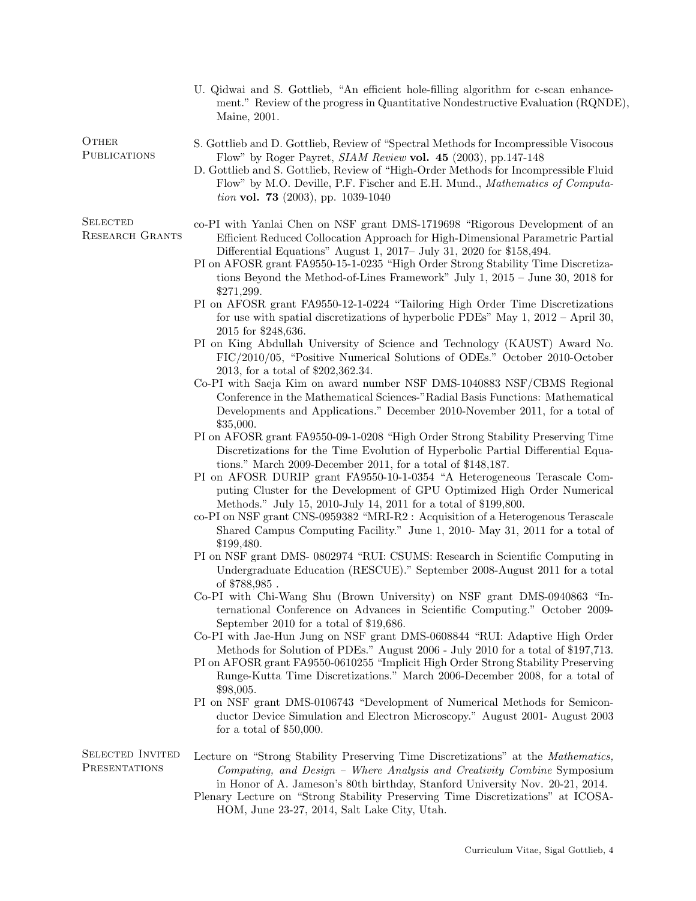U. Qidwai and S. Gottlieb, "An efficient hole-filling algorithm for c-scan enhancement." Review of the progress in Quantitative Nondestructive Evaluation (RQNDE), Maine, 2001.

## Other Publications

S. Gottlieb and D. Gottlieb, Review of "Spectral Methods for Incompressible Visocous Flow" by Roger Payret, *SIAM Review* **vol. 45** (2003), pp.147-148

D. Gottlieb and S. Gottlieb, Review of "High-Order Methods for Incompressible Fluid Flow" by M.O. Deville, P.F. Fischer and E.H. Mund., *Mathematics of Computation* **vol. 73** (2003), pp. 1039-1040

## Selected Research Grants

co-PI with Yanlai Chen on NSF grant DMS-1719698 "Rigorous Development of an Efficient Reduced Collocation Approach for High-Dimensional Parametric Partial Differential Equations" August 1, 2017– July 31, 2020 for $158,494.

PI on AFOSR grant FA9550-15-1-0235 "High Order Strong Stability Time Discretizations Beyond the Method-of-Lines Framework" July 1, 2015 – June 30, 2018 for $271,299.

PI on AFOSR grant FA9550-12-1-0224 "Tailoring High Order Time Discretizations for use with spatial discretizations of hyperbolic PDEs" May 1, 2012 – April 30, 2015 for $248,636.

PI on King Abdullah University of Science and Technology (KAUST) Award No. FIC/2010/05, "Positive Numerical Solutions of ODEs." October 2010-October 2013, for a total of $202,362.34.

Co-PI with Saeja Kim on award number NSF DMS-1040883 NSF/CBMS Regional Conference in the Mathematical Sciences-"Radial Basis Functions: Mathematical Developments and Applications." December 2010-November 2011, for a total of $35,000.

PI on AFOSR grant FA9550-09-1-0208 "High Order Strong Stability Preserving Time Discretizations for the Time Evolution of Hyperbolic Partial Differential Equations." March 2009-December 2011, for a total of $148,187.

PI on AFOSR DURIP grant FA9550-10-1-0354 "A Heterogeneous Terascale Computing Cluster for the Development of GPU Optimized High Order Numerical Methods." July 15, 2010-July 14, 2011 for a total of $199,800.

co-PI on NSF grant CNS-0959382 "MRI-R2 : Acquisition of a Heterogenous Terascale Shared Campus Computing Facility." June 1, 2010- May 31, 2011 for a total of $199,480.

PI on NSF grant DMS- 0802974 "RUI: CSUMS: Research in Scientific Computing in Undergraduate Education (RESCUE)." September 2008-August 2011 for a total of $788,985 .

Co-PI with Chi-Wang Shu (Brown University) on NSF grant DMS-0940863 "International Conference on Advances in Scientific Computing." October 2009-September 2010 for a total of $19,686.

Co-PI with Jae-Hun Jung on NSF grant DMS-0608844 "RUI: Adaptive High Order Methods for Solution of PDEs." August 2006 - July 2010 for a total of $197,713.

PI on AFOSR grant FA9550-0610255 "Implicit High Order Strong Stability Preserving Runge-Kutta Time Discretizations." March 2006-December 2008, for a total of $98,005.

PI on NSF grant DMS-0106743 "Development of Numerical Methods for Semiconductor Device Simulation and Electron Microscopy." August 2001- August 2003 for a total of $50,000.

## Selected Invited Presentations

Lecture on "Strong Stability Preserving Time Discretizations" at the *Mathematics, Computing, and Design – Where Analysis and Creativity Combine* Symposium in Honor of A. Jameson's 80th birthday, Stanford University Nov. 20-21, 2014.

Plenary Lecture on "Strong Stability Preserving Time Discretizations" at ICOSAHOM, June 23-27, 2014, Salt Lake City, Utah.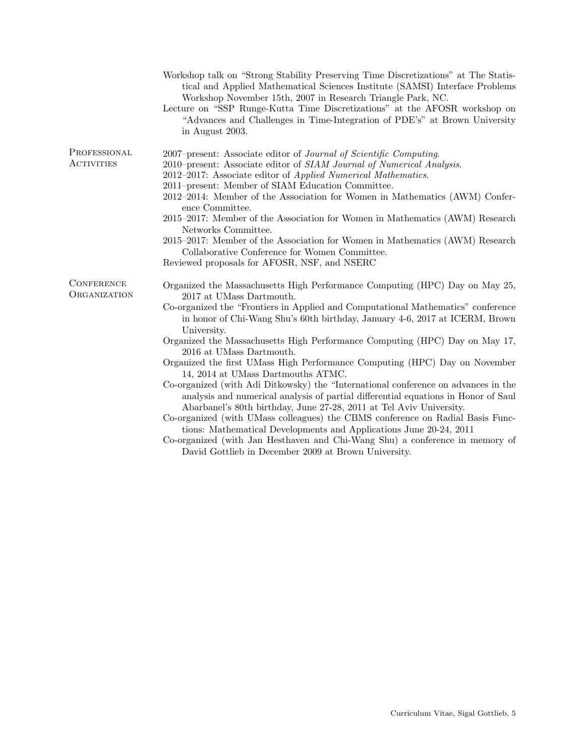Workshop talk on "Strong Stability Preserving Time Discretizations" at The Statistical and Applied Mathematical Sciences Institute (SAMSI) Interface Problems Workshop November 15th, 2007 in Research Triangle Park, NC.

Lecture on "SSP Runge-Kutta Time Discretizations" at the AFOSR workshop on "Advances and Challenges in Time-Integration of PDE's" at Brown University in August 2003.

## Professional Activities

2007–present: Associate editor of *Journal of Scientific Computing*.

2010–present: Associate editor of *SIAM Journal of Numerical Analysis*.

2012–2017: Associate editor of *Applied Numerical Mathematics*.

2011–present: Member of SIAM Education Committee.

2012–2014: Member of the Association for Women in Mathematics (AWM) Conference Committee.

2015–2017: Member of the Association for Women in Mathematics (AWM) Research Networks Committee.

2015–2017: Member of the Association for Women in Mathematics (AWM) Research Collaborative Conference for Women Committee.

Reviewed proposals for AFOSR, NSF, and NSERC

## Conference Organization

Organized the Massachusetts High Performance Computing (HPC) Day on May 25, 2017 at UMass Dartmouth.

Co-organized the "Frontiers in Applied and Computational Mathematics" conference in honor of Chi-Wang Shu's 60th birthday, January 4-6, 2017 at ICERM, Brown University.

Organized the Massachusetts High Performance Computing (HPC) Day on May 17, 2016 at UMass Dartmouth.

Organized the first UMass High Performance Computing (HPC) Day on November 14, 2014 at UMass Dartmouths ATMC.

Co-organized (with Adi Ditkowsky) the "International conference on advances in the analysis and numerical analysis of partial differential equations in Honor of Saul Abarbanel's 80th birthday, June 27-28, 2011 at Tel Aviv University.

Co-organized (with UMass colleagues) the CBMS conference on Radial Basis Functions: Mathematical Developments and Applications June 20-24, 2011

Co-organized (with Jan Hesthaven and Chi-Wang Shu) a conference in memory of David Gottlieb in December 2009 at Brown University.